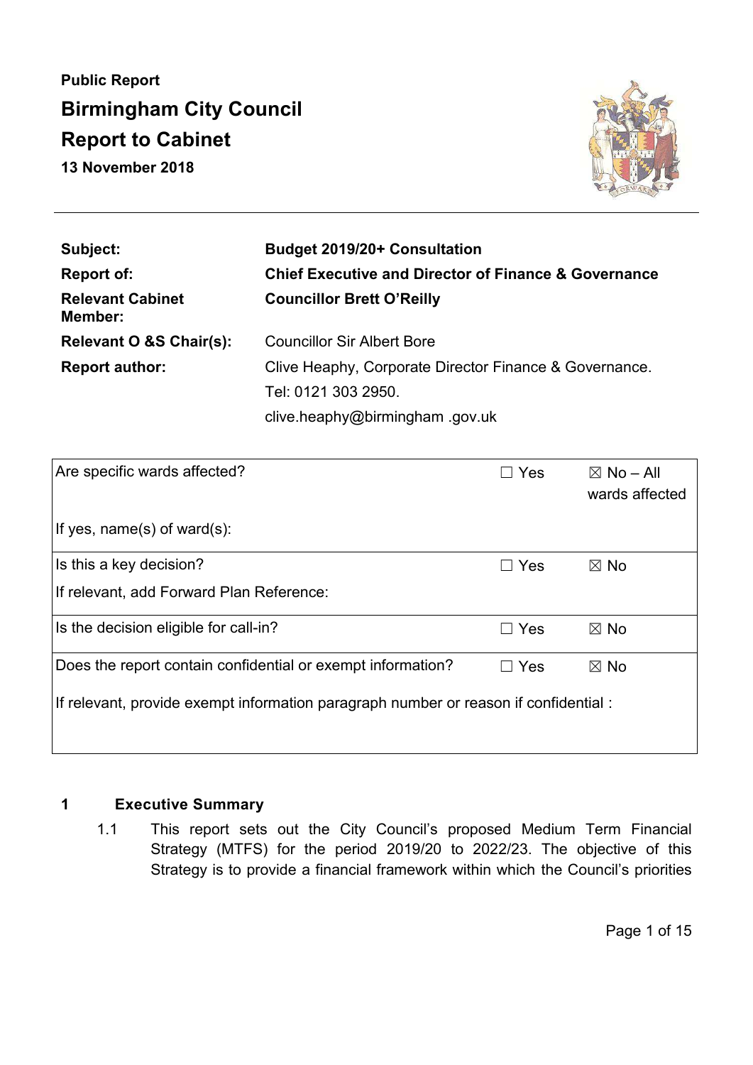**Public Report**

# Birmingham City Council

## Report to Cabinet

**13 November 2018**

| | |
|---|---|
| **Subject:** | **Budget 2019/20+ Consultation** |
| **Report of:** | **Chief Executive and Director of Finance & Governance** |
| **Relevant Cabinet Member:** | **Councillor Brett O'Reilly** |
| **Relevant O &S Chair(s):** | Councillor Sir Albert Bore |
| **Report author:** | Clive Heaphy, Corporate Director Finance & Governance. Tel: 0121 303 2950. clive.heaphy@birmingham .gov.uk |

| | | |
|---|---|---|
| Are specific wards affected?<br><br>If yes, name(s) of ward(s): | ☐ Yes | ☒ No – All wards affected |
| Is this a key decision?<br>If relevant, add Forward Plan Reference: | ☐ Yes | ☒ No |
| Is the decision eligible for call-in? | ☐ Yes | ☒ No |
| Does the report contain confidential or exempt information?<br>If relevant, provide exempt information paragraph number or reason if confidential : | ☐ Yes | ☒ No |

## 1 Executive Summary

1.1 This report sets out the City Council's proposed Medium Term Financial Strategy (MTFS) for the period 2019/20 to 2022/23. The objective of this Strategy is to provide a financial framework within which the Council's priorities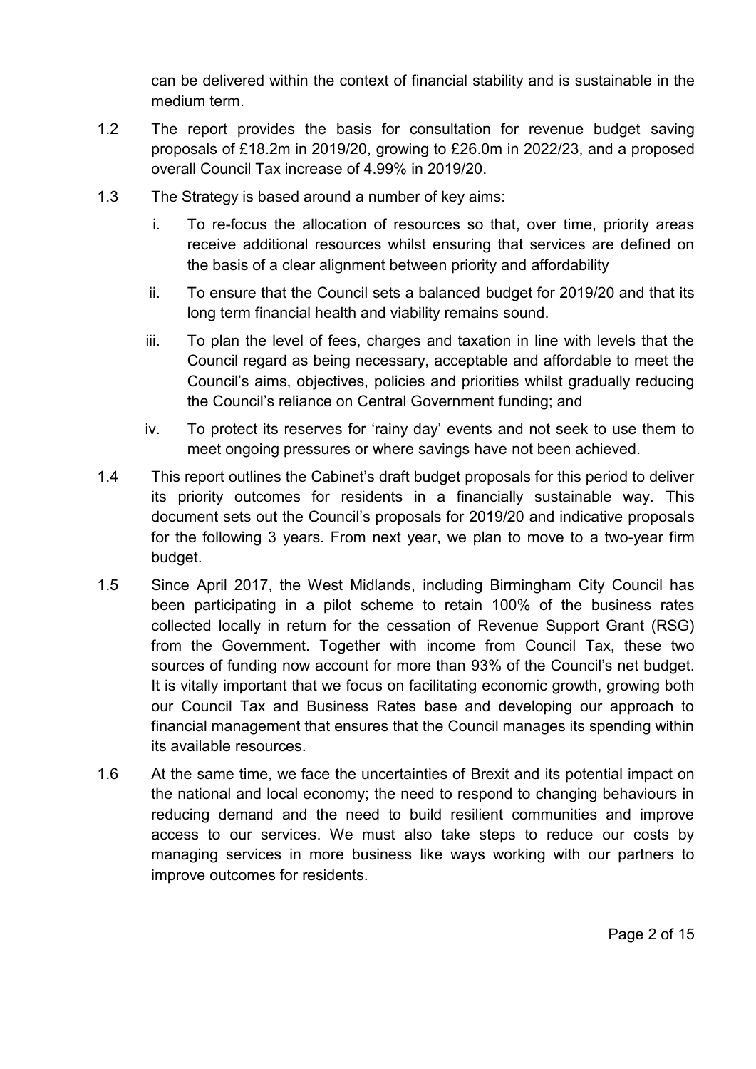can be delivered within the context of financial stability and is sustainable in the medium term.

1.2 The report provides the basis for consultation for revenue budget saving proposals of £18.2m in 2019/20, growing to £26.0m in 2022/23, and a proposed overall Council Tax increase of 4.99% in 2019/20.

1.3 The Strategy is based around a number of key aims:

i. To re-focus the allocation of resources so that, over time, priority areas receive additional resources whilst ensuring that services are defined on the basis of a clear alignment between priority and affordability

ii. To ensure that the Council sets a balanced budget for 2019/20 and that its long term financial health and viability remains sound.

iii. To plan the level of fees, charges and taxation in line with levels that the Council regard as being necessary, acceptable and affordable to meet the Council's aims, objectives, policies and priorities whilst gradually reducing the Council's reliance on Central Government funding; and

iv. To protect its reserves for 'rainy day' events and not seek to use them to meet ongoing pressures or where savings have not been achieved.

1.4 This report outlines the Cabinet's draft budget proposals for this period to deliver its priority outcomes for residents in a financially sustainable way. This document sets out the Council's proposals for 2019/20 and indicative proposals for the following 3 years. From next year, we plan to move to a two-year firm budget.

1.5 Since April 2017, the West Midlands, including Birmingham City Council has been participating in a pilot scheme to retain 100% of the business rates collected locally in return for the cessation of Revenue Support Grant (RSG) from the Government. Together with income from Council Tax, these two sources of funding now account for more than 93% of the Council's net budget. It is vitally important that we focus on facilitating economic growth, growing both our Council Tax and Business Rates base and developing our approach to financial management that ensures that the Council manages its spending within its available resources.

1.6 At the same time, we face the uncertainties of Brexit and its potential impact on the national and local economy; the need to respond to changing behaviours in reducing demand and the need to build resilient communities and improve access to our services. We must also take steps to reduce our costs by managing services in more business like ways working with our partners to improve outcomes for residents.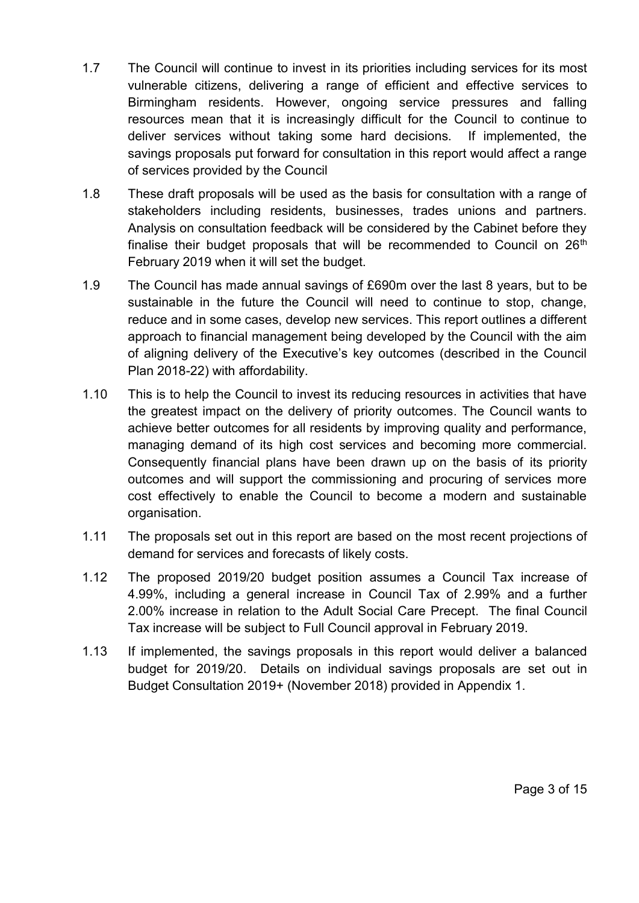1.7 The Council will continue to invest in its priorities including services for its most vulnerable citizens, delivering a range of efficient and effective services to Birmingham residents. However, ongoing service pressures and falling resources mean that it is increasingly difficult for the Council to continue to deliver services without taking some hard decisions. If implemented, the savings proposals put forward for consultation in this report would affect a range of services provided by the Council

1.8 These draft proposals will be used as the basis for consultation with a range of stakeholders including residents, businesses, trades unions and partners. Analysis on consultation feedback will be considered by the Cabinet before they finalise their budget proposals that will be recommended to Council on 26th February 2019 when it will set the budget.

1.9 The Council has made annual savings of £690m over the last 8 years, but to be sustainable in the future the Council will need to continue to stop, change, reduce and in some cases, develop new services. This report outlines a different approach to financial management being developed by the Council with the aim of aligning delivery of the Executive's key outcomes (described in the Council Plan 2018-22) with affordability.

1.10 This is to help the Council to invest its reducing resources in activities that have the greatest impact on the delivery of priority outcomes. The Council wants to achieve better outcomes for all residents by improving quality and performance, managing demand of its high cost services and becoming more commercial. Consequently financial plans have been drawn up on the basis of its priority outcomes and will support the commissioning and procuring of services more cost effectively to enable the Council to become a modern and sustainable organisation.

1.11 The proposals set out in this report are based on the most recent projections of demand for services and forecasts of likely costs.

1.12 The proposed 2019/20 budget position assumes a Council Tax increase of 4.99%, including a general increase in Council Tax of 2.99% and a further 2.00% increase in relation to the Adult Social Care Precept. The final Council Tax increase will be subject to Full Council approval in February 2019.

1.13 If implemented, the savings proposals in this report would deliver a balanced budget for 2019/20. Details on individual savings proposals are set out in Budget Consultation 2019+ (November 2018) provided in Appendix 1.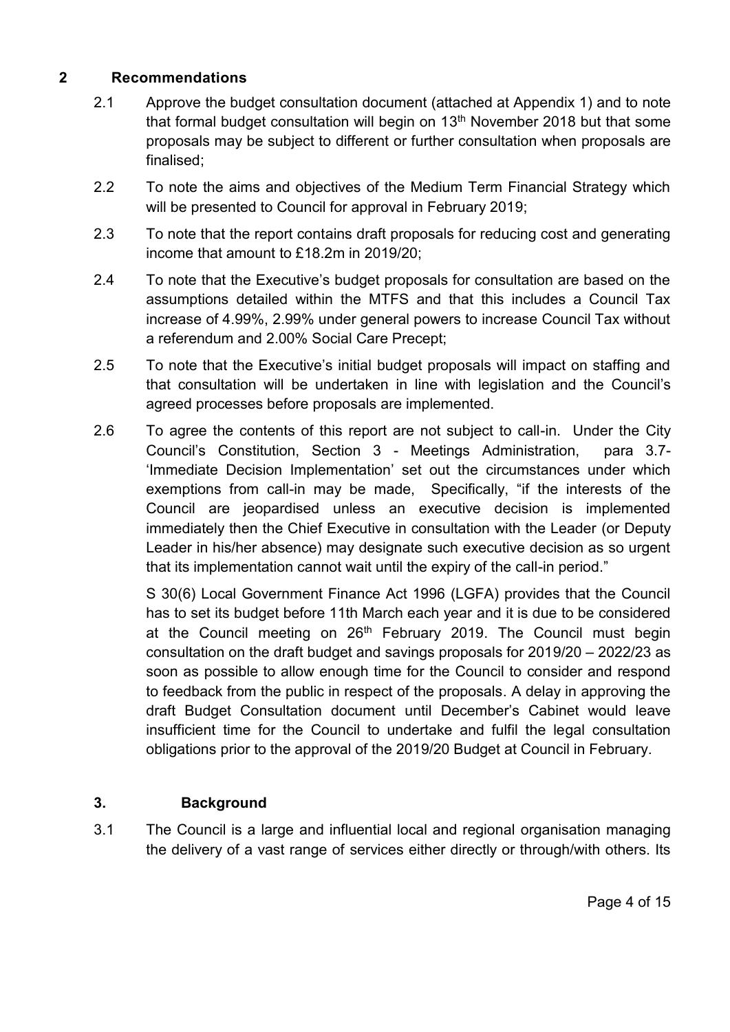## 2 Recommendations

2.1 Approve the budget consultation document (attached at Appendix 1) and to note that formal budget consultation will begin on 13th November 2018 but that some proposals may be subject to different or further consultation when proposals are finalised;

2.2 To note the aims and objectives of the Medium Term Financial Strategy which will be presented to Council for approval in February 2019;

2.3 To note that the report contains draft proposals for reducing cost and generating income that amount to £18.2m in 2019/20;

2.4 To note that the Executive's budget proposals for consultation are based on the assumptions detailed within the MTFS and that this includes a Council Tax increase of 4.99%, 2.99% under general powers to increase Council Tax without a referendum and 2.00% Social Care Precept;

2.5 To note that the Executive's initial budget proposals will impact on staffing and that consultation will be undertaken in line with legislation and the Council's agreed processes before proposals are implemented.

2.6 To agree the contents of this report are not subject to call-in. Under the City Council's Constitution, Section 3 - Meetings Administration, para 3.7- 'Immediate Decision Implementation' set out the circumstances under which exemptions from call-in may be made, Specifically, "if the interests of the Council are jeopardised unless an executive decision is implemented immediately then the Chief Executive in consultation with the Leader (or Deputy Leader in his/her absence) may designate such executive decision as so urgent that its implementation cannot wait until the expiry of the call-in period."

S 30(6) Local Government Finance Act 1996 (LGFA) provides that the Council has to set its budget before 11th March each year and it is due to be considered at the Council meeting on 26th February 2019. The Council must begin consultation on the draft budget and savings proposals for 2019/20 – 2022/23 as soon as possible to allow enough time for the Council to consider and respond to feedback from the public in respect of the proposals. A delay in approving the draft Budget Consultation document until December's Cabinet would leave insufficient time for the Council to undertake and fulfil the legal consultation obligations prior to the approval of the 2019/20 Budget at Council in February.

## 3. Background

3.1 The Council is a large and influential local and regional organisation managing the delivery of a vast range of services either directly or through/with others. Its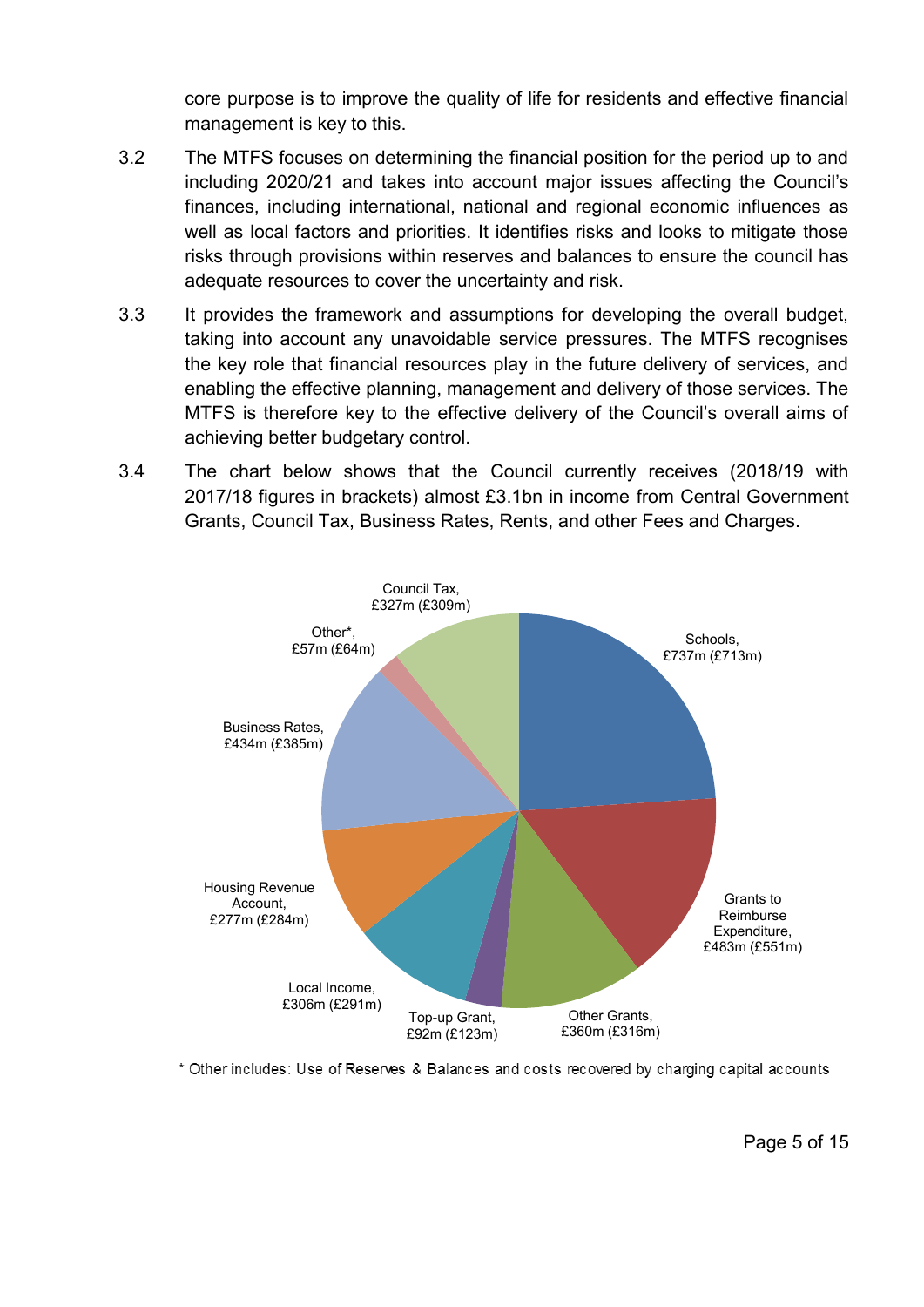core purpose is to improve the quality of life for residents and effective financial management is key to this.

3.2 The MTFS focuses on determining the financial position for the period up to and including 2020/21 and takes into account major issues affecting the Council's finances, including international, national and regional economic influences as well as local factors and priorities. It identifies risks and looks to mitigate those risks through provisions within reserves and balances to ensure the council has adequate resources to cover the uncertainty and risk.

3.3 It provides the framework and assumptions for developing the overall budget, taking into account any unavoidable service pressures. The MTFS recognises the key role that financial resources play in the future delivery of services, and enabling the effective planning, management and delivery of those services. The MTFS is therefore key to the effective delivery of the Council's overall aims of achieving better budgetary control.

3.4 The chart below shows that the Council currently receives (2018/19 with 2017/18 figures in brackets) almost £3.1bn in income from Central Government Grants, Council Tax, Business Rates, Rents, and other Fees and Charges.

| Income source | 2018/19 (2017/18) |
|---|---|
| Schools | £737m (£713m) |
| Grants to Reimburse Expenditure | £483m (£551m) |
| Other Grants | £360m (£316m) |
| Top-up Grant | £92m (£123m) |
| Local Income | £306m (£291m) |
| Housing Revenue Account | £277m (£284m) |
| Business Rates | £434m (£385m) |
| Other* | £57m (£64m) |
| Council Tax | £327m (£309m) |

\* Other includes: Use of Reserves & Balances and costs recovered by charging capital accounts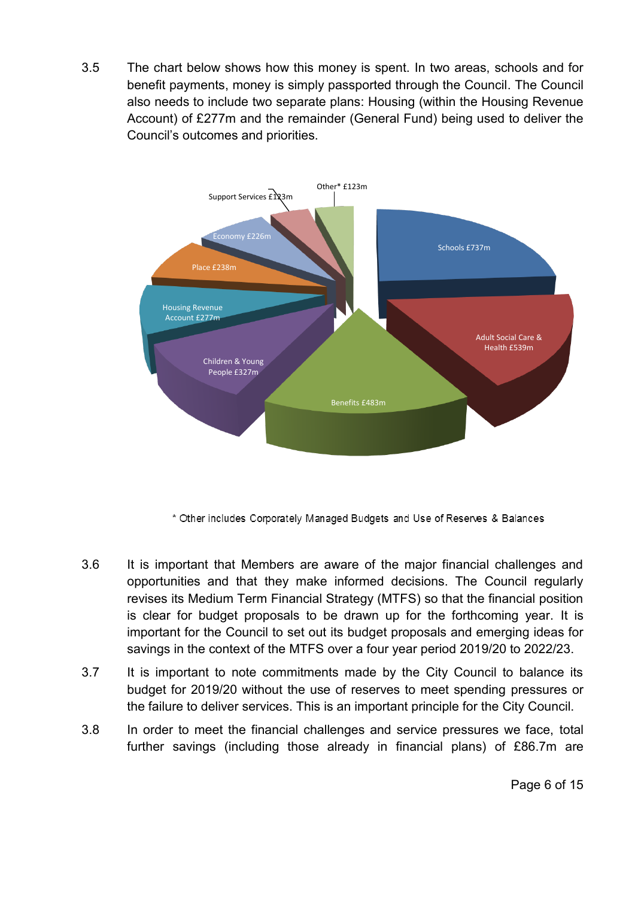3.5 The chart below shows how this money is spent. In two areas, schools and for benefit payments, money is simply passported through the Council. The Council also needs to include two separate plans: Housing (within the Housing Revenue Account) of £277m and the remainder (General Fund) being used to deliver the Council's outcomes and priorities.

| Category | Amount |
|---|---|
| Schools | £737m |
| Adult Social Care & Health | £539m |
| Benefits | £483m |
| Children & Young People | £327m |
| Housing Revenue Account | £277m |
| Place | £238m |
| Economy | £226m |
| Support Services | £123m |
| Other* | £123m |

\* Other includes Corporately Managed Budgets and Use of Reserves & Balances

3.6 It is important that Members are aware of the major financial challenges and opportunities and that they make informed decisions. The Council regularly revises its Medium Term Financial Strategy (MTFS) so that the financial position is clear for budget proposals to be drawn up for the forthcoming year. It is important for the Council to set out its budget proposals and emerging ideas for savings in the context of the MTFS over a four year period 2019/20 to 2022/23.

3.7 It is important to note commitments made by the City Council to balance its budget for 2019/20 without the use of reserves to meet spending pressures or the failure to deliver services. This is an important principle for the City Council.

3.8 In order to meet the financial challenges and service pressures we face, total further savings (including those already in financial plans) of £86.7m are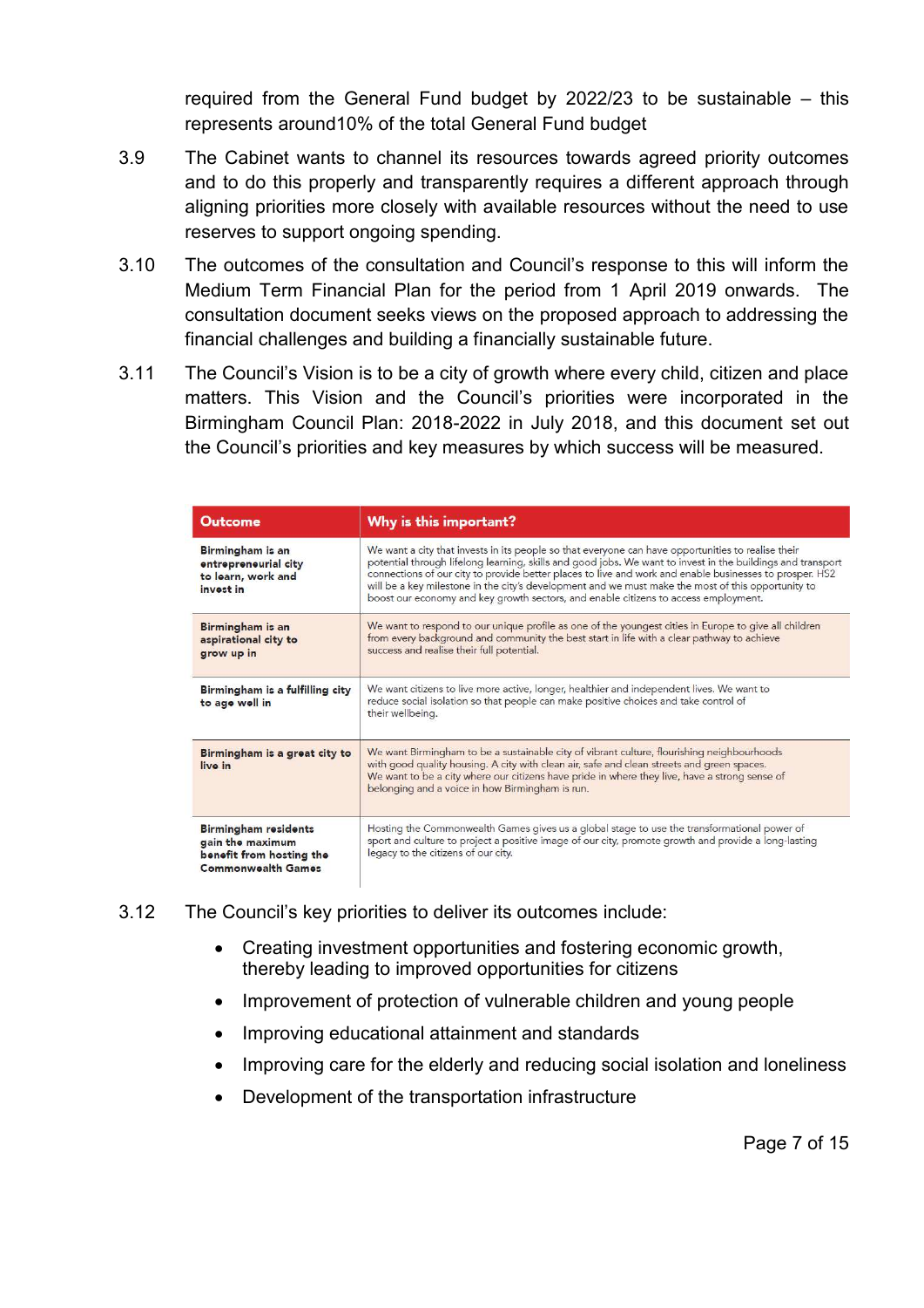required from the General Fund budget by 2022/23 to be sustainable – this represents around10% of the total General Fund budget

3.9 The Cabinet wants to channel its resources towards agreed priority outcomes and to do this properly and transparently requires a different approach through aligning priorities more closely with available resources without the need to use reserves to support ongoing spending.

3.10 The outcomes of the consultation and Council's response to this will inform the Medium Term Financial Plan for the period from 1 April 2019 onwards. The consultation document seeks views on the proposed approach to addressing the financial challenges and building a financially sustainable future.

3.11 The Council's Vision is to be a city of growth where every child, citizen and place matters. This Vision and the Council's priorities were incorporated in the Birmingham Council Plan: 2018-2022 in July 2018, and this document set out the Council's priorities and key measures by which success will be measured.

| Outcome | Why is this important? |
|---|---|
| **Birmingham is an entrepreneurial city to learn, work and invest in** | We want a city that invests in its people so that everyone can have opportunities to realise their potential through lifelong learning, skills and good jobs. We want to invest in the buildings and transport connections of our city to provide better places to live and work and enable businesses to prosper. HS2 will be a key milestone in the city's development and we must make the most of this opportunity to boost our economy and key growth sectors, and enable citizens to access employment. |
| **Birmingham is an aspirational city to grow up in** | We want to respond to our unique profile as one of the youngest cities in Europe to give all children from every background and community the best start in life with a clear pathway to achieve success and realise their full potential. |
| **Birmingham is a fulfilling city to age well in** | We want citizens to live more active, longer, healthier and independent lives. We want to reduce social isolation so that people can make positive choices and take control of their wellbeing. |
| **Birmingham is a great city to live in** | We want Birmingham to be a sustainable city of vibrant culture, flourishing neighbourhoods with good quality housing. A city with clean air, safe and clean streets and green spaces. We want to be a city where our citizens have pride in where they live, have a strong sense of belonging and a voice in how Birmingham is run. |
| **Birmingham residents gain the maximum benefit from hosting the Commonwealth Games** | Hosting the Commonwealth Games gives us a global stage to use the transformational power of sport and culture to project a positive image of our city, promote growth and provide a long-lasting legacy to the citizens of our city. |

3.12 The Council's key priorities to deliver its outcomes include:

- Creating investment opportunities and fostering economic growth, thereby leading to improved opportunities for citizens
- Improvement of protection of vulnerable children and young people
- Improving educational attainment and standards
- Improving care for the elderly and reducing social isolation and loneliness
- Development of the transportation infrastructure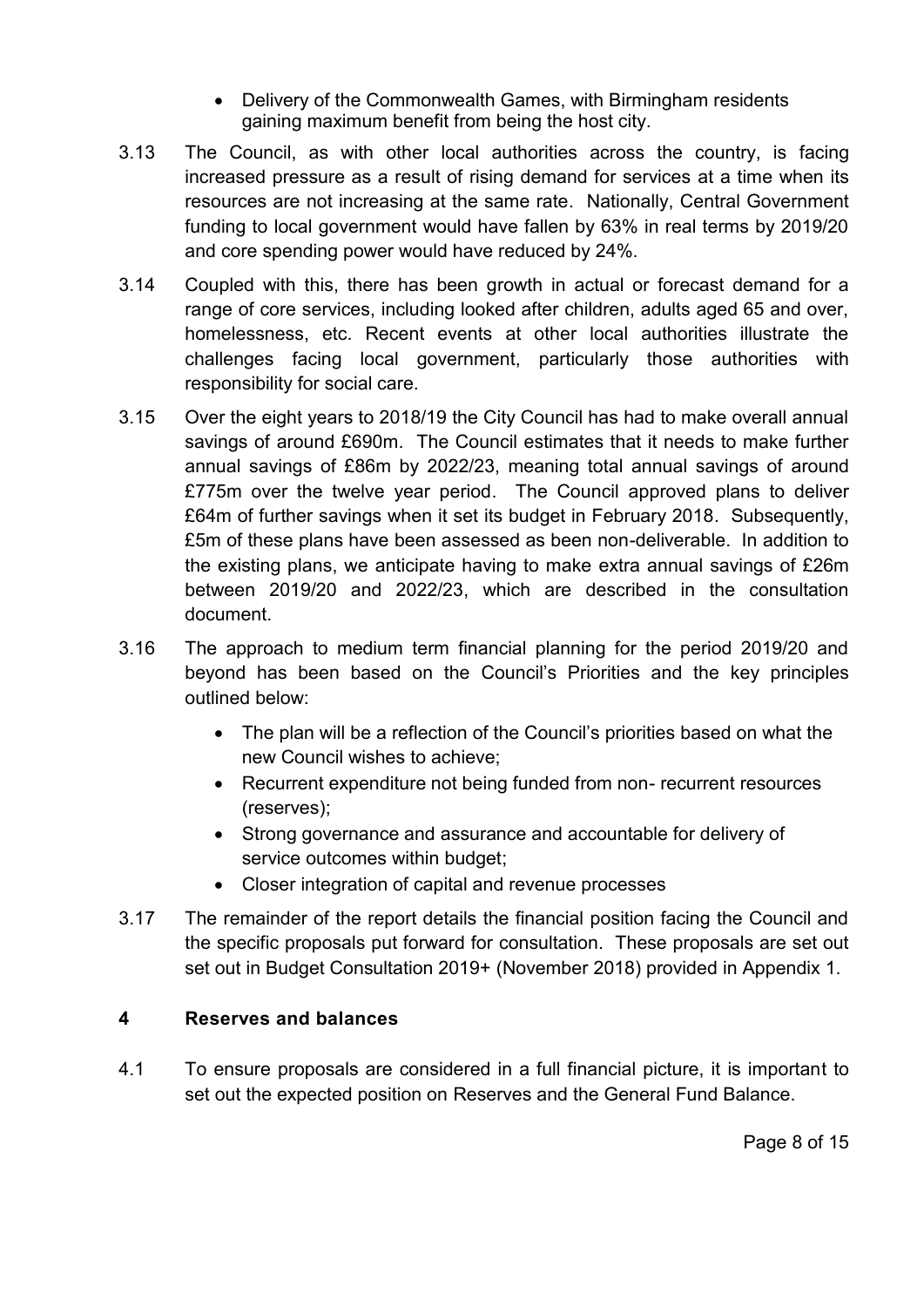- Delivery of the Commonwealth Games, with Birmingham residents gaining maximum benefit from being the host city.

3.13 The Council, as with other local authorities across the country, is facing increased pressure as a result of rising demand for services at a time when its resources are not increasing at the same rate. Nationally, Central Government funding to local government would have fallen by 63% in real terms by 2019/20 and core spending power would have reduced by 24%.

3.14 Coupled with this, there has been growth in actual or forecast demand for a range of core services, including looked after children, adults aged 65 and over, homelessness, etc. Recent events at other local authorities illustrate the challenges facing local government, particularly those authorities with responsibility for social care.

3.15 Over the eight years to 2018/19 the City Council has had to make overall annual savings of around £690m. The Council estimates that it needs to make further annual savings of £86m by 2022/23, meaning total annual savings of around £775m over the twelve year period. The Council approved plans to deliver £64m of further savings when it set its budget in February 2018. Subsequently, £5m of these plans have been assessed as been non-deliverable. In addition to the existing plans, we anticipate having to make extra annual savings of £26m between 2019/20 and 2022/23, which are described in the consultation document.

3.16 The approach to medium term financial planning for the period 2019/20 and beyond has been based on the Council's Priorities and the key principles outlined below:

- The plan will be a reflection of the Council's priorities based on what the new Council wishes to achieve;
- Recurrent expenditure not being funded from non- recurrent resources (reserves);
- Strong governance and assurance and accountable for delivery of service outcomes within budget;
- Closer integration of capital and revenue processes

3.17 The remainder of the report details the financial position facing the Council and the specific proposals put forward for consultation. These proposals are set out set out in Budget Consultation 2019+ (November 2018) provided in Appendix 1.

## 4 Reserves and balances

4.1 To ensure proposals are considered in a full financial picture, it is important to set out the expected position on Reserves and the General Fund Balance.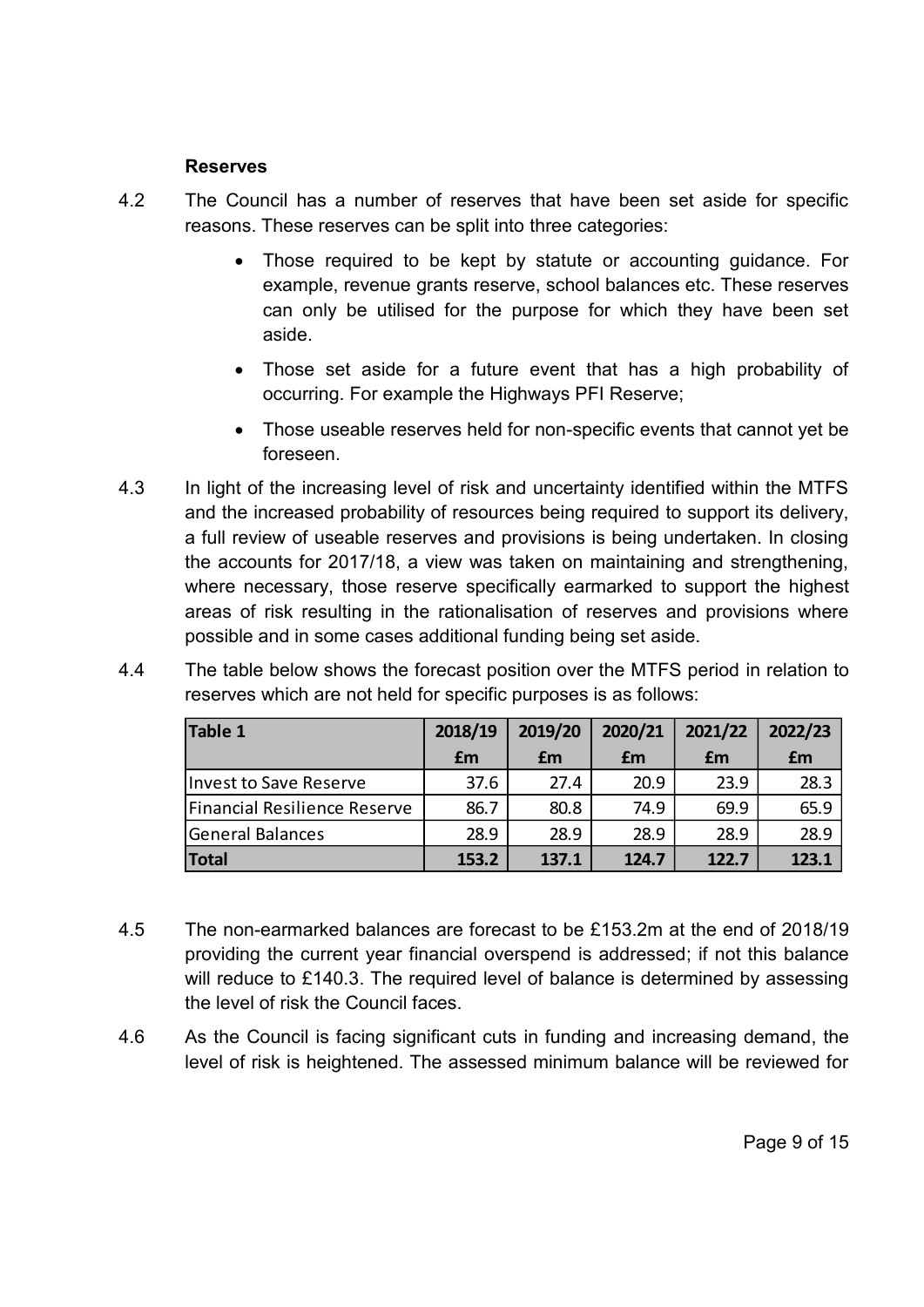**Reserves**

4.2 The Council has a number of reserves that have been set aside for specific reasons. These reserves can be split into three categories:

- Those required to be kept by statute or accounting guidance. For example, revenue grants reserve, school balances etc. These reserves can only be utilised for the purpose for which they have been set aside.
- Those set aside for a future event that has a high probability of occurring. For example the Highways PFI Reserve;
- Those useable reserves held for non-specific events that cannot yet be foreseen.

4.3 In light of the increasing level of risk and uncertainty identified within the MTFS and the increased probability of resources being required to support its delivery, a full review of useable reserves and provisions is being undertaken. In closing the accounts for 2017/18, a view was taken on maintaining and strengthening, where necessary, those reserve specifically earmarked to support the highest areas of risk resulting in the rationalisation of reserves and provisions where possible and in some cases additional funding being set aside.

4.4 The table below shows the forecast position over the MTFS period in relation to reserves which are not held for specific purposes is as follows:

| Table 1 | 2018/19 | 2019/20 | 2020/21 | 2021/22 | 2022/23 |
|---|---|---|---|---|---|
| | £m | £m | £m | £m | £m |
| Invest to Save Reserve | 37.6 | 27.4 | 20.9 | 23.9 | 28.3 |
| Financial Resilience Reserve | 86.7 | 80.8 | 74.9 | 69.9 | 65.9 |
| General Balances | 28.9 | 28.9 | 28.9 | 28.9 | 28.9 |
| **Total** | **153.2** | **137.1** | **124.7** | **122.7** | **123.1** |

4.5 The non-earmarked balances are forecast to be £153.2m at the end of 2018/19 providing the current year financial overspend is addressed; if not this balance will reduce to £140.3. The required level of balance is determined by assessing the level of risk the Council faces.

4.6 As the Council is facing significant cuts in funding and increasing demand, the level of risk is heightened. The assessed minimum balance will be reviewed for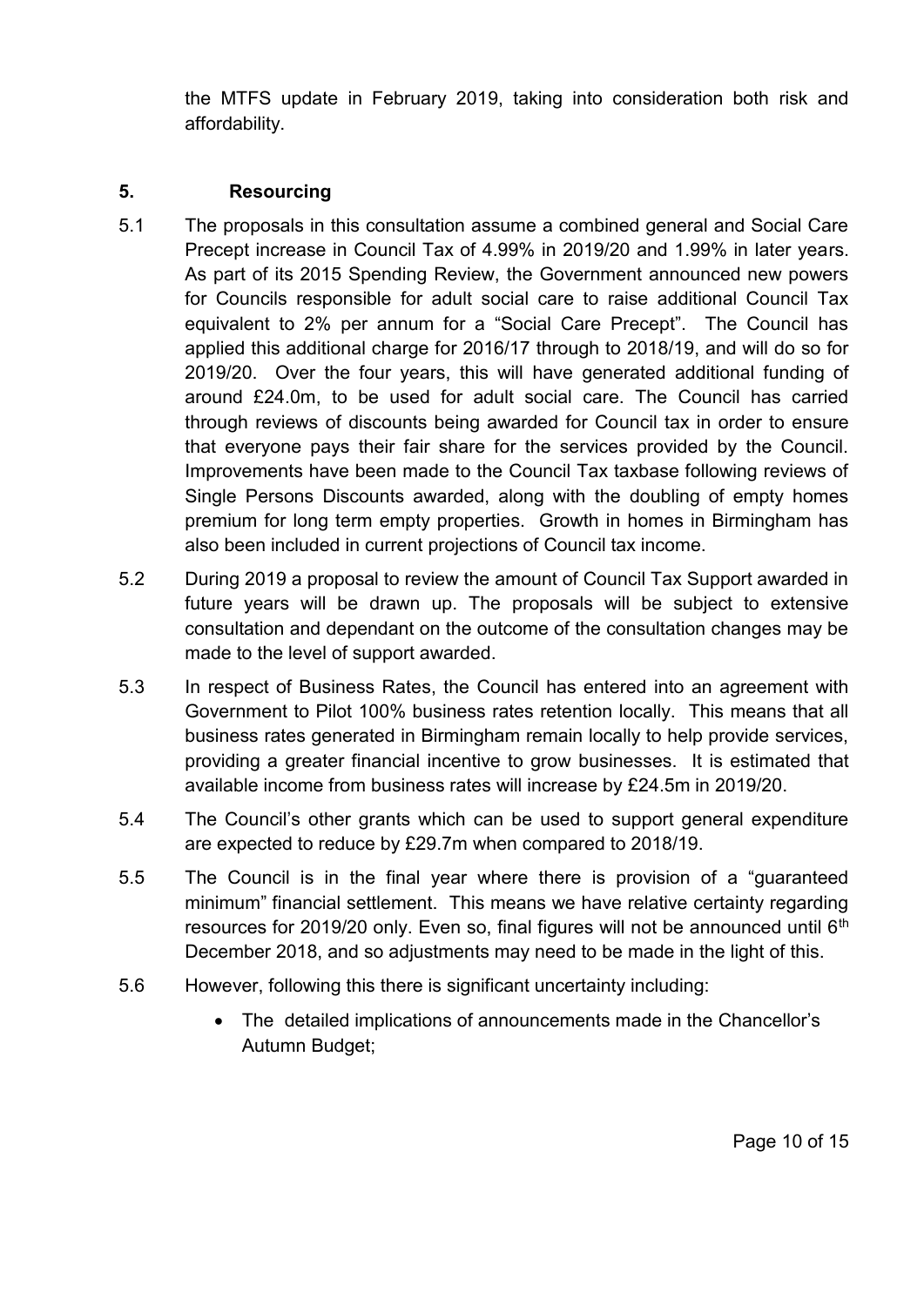the MTFS update in February 2019, taking into consideration both risk and affordability.

## 5. Resourcing

5.1 The proposals in this consultation assume a combined general and Social Care Precept increase in Council Tax of 4.99% in 2019/20 and 1.99% in later years. As part of its 2015 Spending Review, the Government announced new powers for Councils responsible for adult social care to raise additional Council Tax equivalent to 2% per annum for a "Social Care Precept". The Council has applied this additional charge for 2016/17 through to 2018/19, and will do so for 2019/20. Over the four years, this will have generated additional funding of around £24.0m, to be used for adult social care. The Council has carried through reviews of discounts being awarded for Council tax in order to ensure that everyone pays their fair share for the services provided by the Council. Improvements have been made to the Council Tax taxbase following reviews of Single Persons Discounts awarded, along with the doubling of empty homes premium for long term empty properties. Growth in homes in Birmingham has also been included in current projections of Council tax income.

5.2 During 2019 a proposal to review the amount of Council Tax Support awarded in future years will be drawn up. The proposals will be subject to extensive consultation and dependant on the outcome of the consultation changes may be made to the level of support awarded.

5.3 In respect of Business Rates, the Council has entered into an agreement with Government to Pilot 100% business rates retention locally. This means that all business rates generated in Birmingham remain locally to help provide services, providing a greater financial incentive to grow businesses. It is estimated that available income from business rates will increase by £24.5m in 2019/20.

5.4 The Council's other grants which can be used to support general expenditure are expected to reduce by £29.7m when compared to 2018/19.

5.5 The Council is in the final year where there is provision of a "guaranteed minimum" financial settlement. This means we have relative certainty regarding resources for 2019/20 only. Even so, final figures will not be announced until 6th December 2018, and so adjustments may need to be made in the light of this.

5.6 However, following this there is significant uncertainty including:

- The detailed implications of announcements made in the Chancellor's Autumn Budget;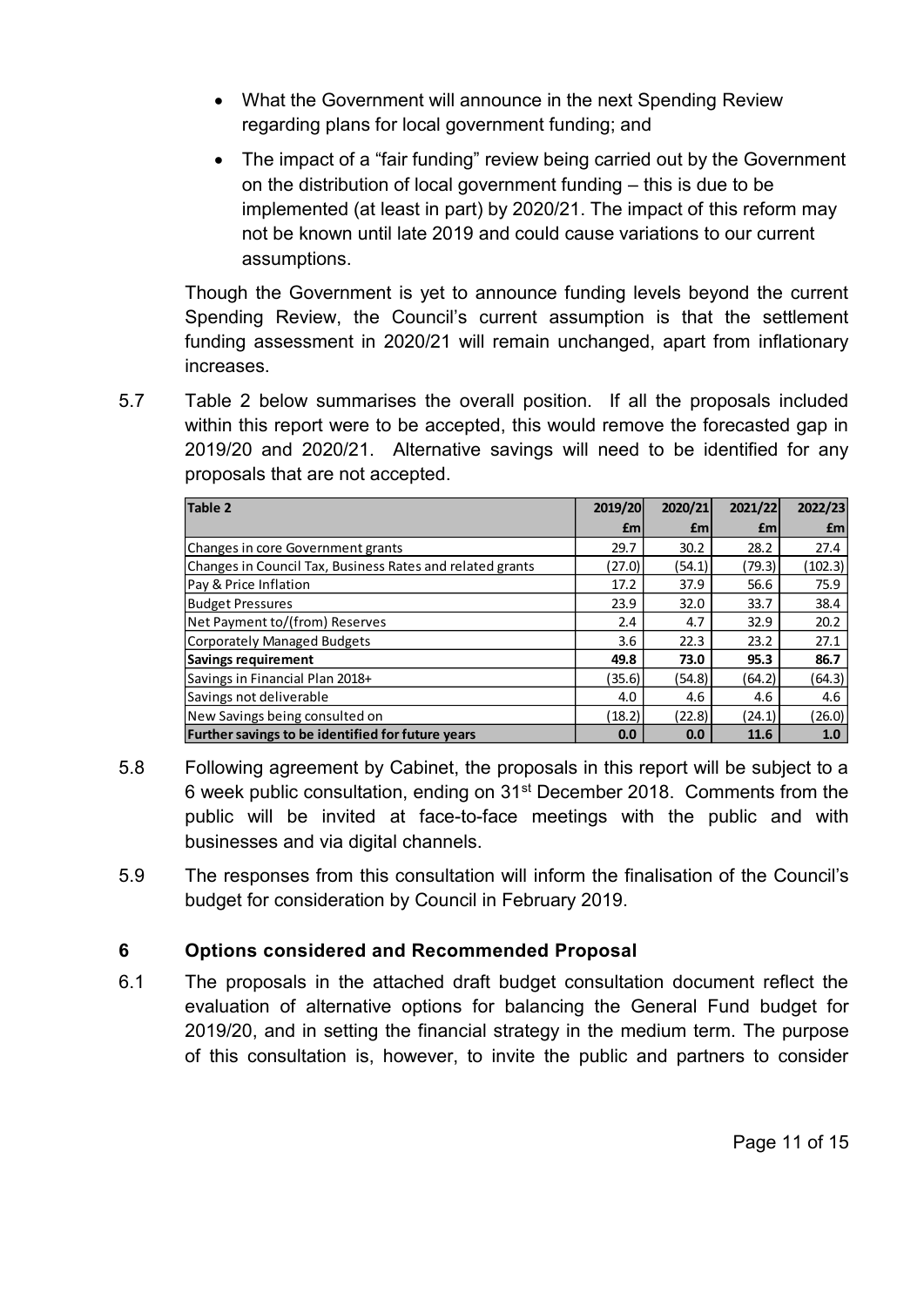- What the Government will announce in the next Spending Review regarding plans for local government funding; and

- The impact of a "fair funding" review being carried out by the Government on the distribution of local government funding – this is due to be implemented (at least in part) by 2020/21. The impact of this reform may not be known until late 2019 and could cause variations to our current assumptions.

Though the Government is yet to announce funding levels beyond the current Spending Review, the Council's current assumption is that the settlement funding assessment in 2020/21 will remain unchanged, apart from inflationary increases.

5.7 Table 2 below summarises the overall position. If all the proposals included within this report were to be accepted, this would remove the forecasted gap in 2019/20 and 2020/21. Alternative savings will need to be identified for any proposals that are not accepted.

| Table 2 | 2019/20 | 2020/21 | 2021/22 | 2022/23 |
|---|---|---|---|---|
| | £m | £m | £m | £m |
| Changes in core Government grants | 29.7 | 30.2 | 28.2 | 27.4 |
| Changes in Council Tax, Business Rates and related grants | (27.0) | (54.1) | (79.3) | (102.3) |
| Pay & Price Inflation | 17.2 | 37.9 | 56.6 | 75.9 |
| Budget Pressures | 23.9 | 32.0 | 33.7 | 38.4 |
| Net Payment to/(from) Reserves | 2.4 | 4.7 | 32.9 | 20.2 |
| Corporately Managed Budgets | 3.6 | 22.3 | 23.2 | 27.1 |
| **Savings requirement** | **49.8** | **73.0** | **95.3** | **86.7** |
| Savings in Financial Plan 2018+ | (35.6) | (54.8) | (64.2) | (64.3) |
| Savings not deliverable | 4.0 | 4.6 | 4.6 | 4.6 |
| New Savings being consulted on | (18.2) | (22.8) | (24.1) | (26.0) |
| **Further savings to be identified for future years** | **0.0** | **0.0** | **11.6** | **1.0** |

5.8 Following agreement by Cabinet, the proposals in this report will be subject to a 6 week public consultation, ending on 31st December 2018. Comments from the public will be invited at face-to-face meetings with the public and with businesses and via digital channels.

5.9 The responses from this consultation will inform the finalisation of the Council's budget for consideration by Council in February 2019.

## 6 Options considered and Recommended Proposal

6.1 The proposals in the attached draft budget consultation document reflect the evaluation of alternative options for balancing the General Fund budget for 2019/20, and in setting the financial strategy in the medium term. The purpose of this consultation is, however, to invite the public and partners to consider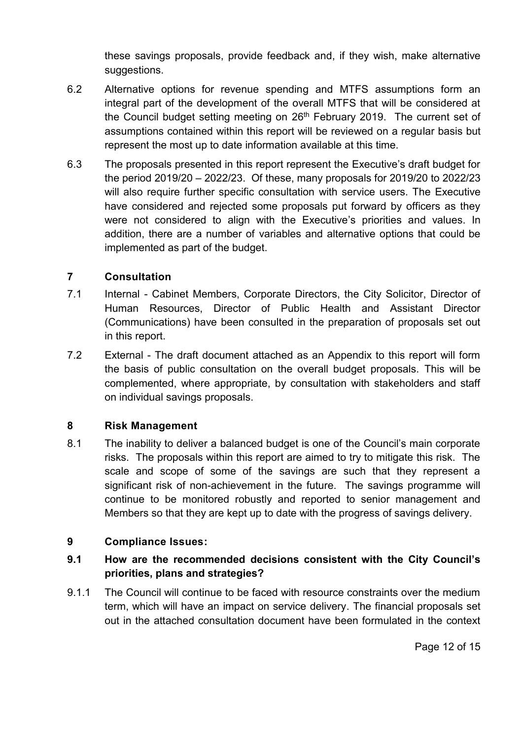these savings proposals, provide feedback and, if they wish, make alternative suggestions.

6.2 Alternative options for revenue spending and MTFS assumptions form an integral part of the development of the overall MTFS that will be considered at the Council budget setting meeting on 26th February 2019. The current set of assumptions contained within this report will be reviewed on a regular basis but represent the most up to date information available at this time.

6.3 The proposals presented in this report represent the Executive's draft budget for the period 2019/20 – 2022/23. Of these, many proposals for 2019/20 to 2022/23 will also require further specific consultation with service users. The Executive have considered and rejected some proposals put forward by officers as they were not considered to align with the Executive's priorities and values. In addition, there are a number of variables and alternative options that could be implemented as part of the budget.

## 7 Consultation

7.1 Internal - Cabinet Members, Corporate Directors, the City Solicitor, Director of Human Resources, Director of Public Health and Assistant Director (Communications) have been consulted in the preparation of proposals set out in this report.

7.2 External - The draft document attached as an Appendix to this report will form the basis of public consultation on the overall budget proposals. This will be complemented, where appropriate, by consultation with stakeholders and staff on individual savings proposals.

## 8 Risk Management

8.1 The inability to deliver a balanced budget is one of the Council's main corporate risks. The proposals within this report are aimed to try to mitigate this risk. The scale and scope of some of the savings are such that they represent a significant risk of non-achievement in the future. The savings programme will continue to be monitored robustly and reported to senior management and Members so that they are kept up to date with the progress of savings delivery.

## 9 Compliance Issues:

### 9.1 How are the recommended decisions consistent with the City Council's priorities, plans and strategies?

9.1.1 The Council will continue to be faced with resource constraints over the medium term, which will have an impact on service delivery. The financial proposals set out in the attached consultation document have been formulated in the context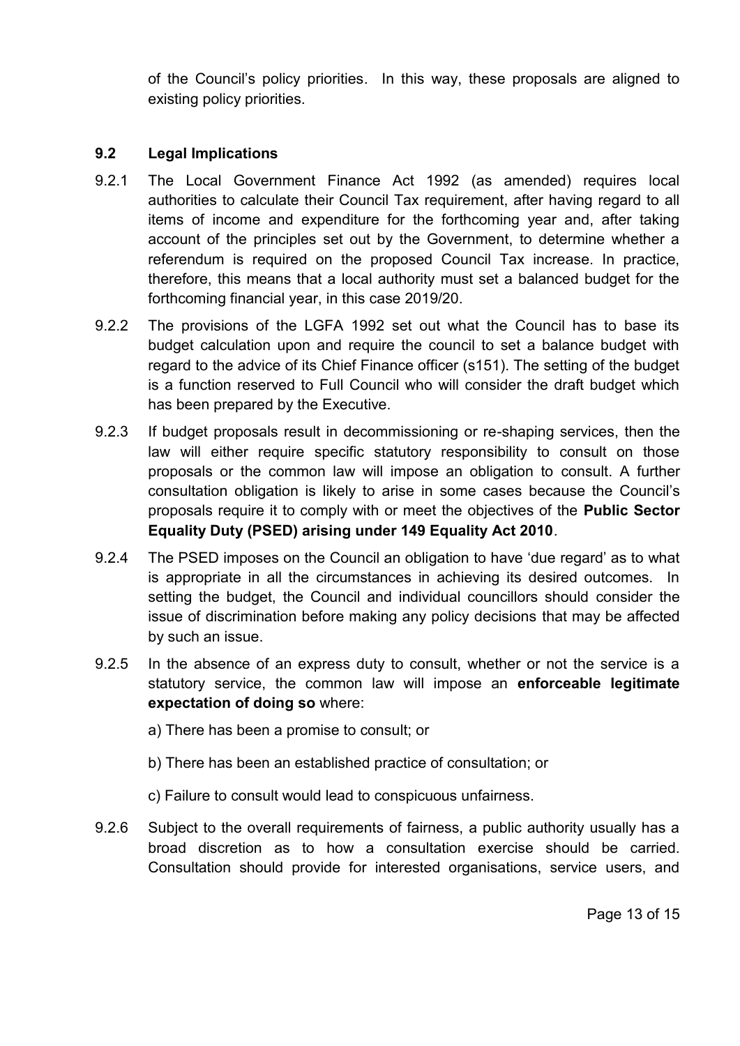of the Council's policy priorities. In this way, these proposals are aligned to existing policy priorities.

### 9.2 Legal Implications

9.2.1 The Local Government Finance Act 1992 (as amended) requires local authorities to calculate their Council Tax requirement, after having regard to all items of income and expenditure for the forthcoming year and, after taking account of the principles set out by the Government, to determine whether a referendum is required on the proposed Council Tax increase. In practice, therefore, this means that a local authority must set a balanced budget for the forthcoming financial year, in this case 2019/20.

9.2.2 The provisions of the LGFA 1992 set out what the Council has to base its budget calculation upon and require the council to set a balance budget with regard to the advice of its Chief Finance officer (s151). The setting of the budget is a function reserved to Full Council who will consider the draft budget which has been prepared by the Executive.

9.2.3 If budget proposals result in decommissioning or re-shaping services, then the law will either require specific statutory responsibility to consult on those proposals or the common law will impose an obligation to consult. A further consultation obligation is likely to arise in some cases because the Council's proposals require it to comply with or meet the objectives of the **Public Sector Equality Duty (PSED) arising under 149 Equality Act 2010**.

9.2.4 The PSED imposes on the Council an obligation to have 'due regard' as to what is appropriate in all the circumstances in achieving its desired outcomes. In setting the budget, the Council and individual councillors should consider the issue of discrimination before making any policy decisions that may be affected by such an issue.

9.2.5 In the absence of an express duty to consult, whether or not the service is a statutory service, the common law will impose an **enforceable legitimate expectation of doing so** where:

a) There has been a promise to consult; or

b) There has been an established practice of consultation; or

c) Failure to consult would lead to conspicuous unfairness.

9.2.6 Subject to the overall requirements of fairness, a public authority usually has a broad discretion as to how a consultation exercise should be carried. Consultation should provide for interested organisations, service users, and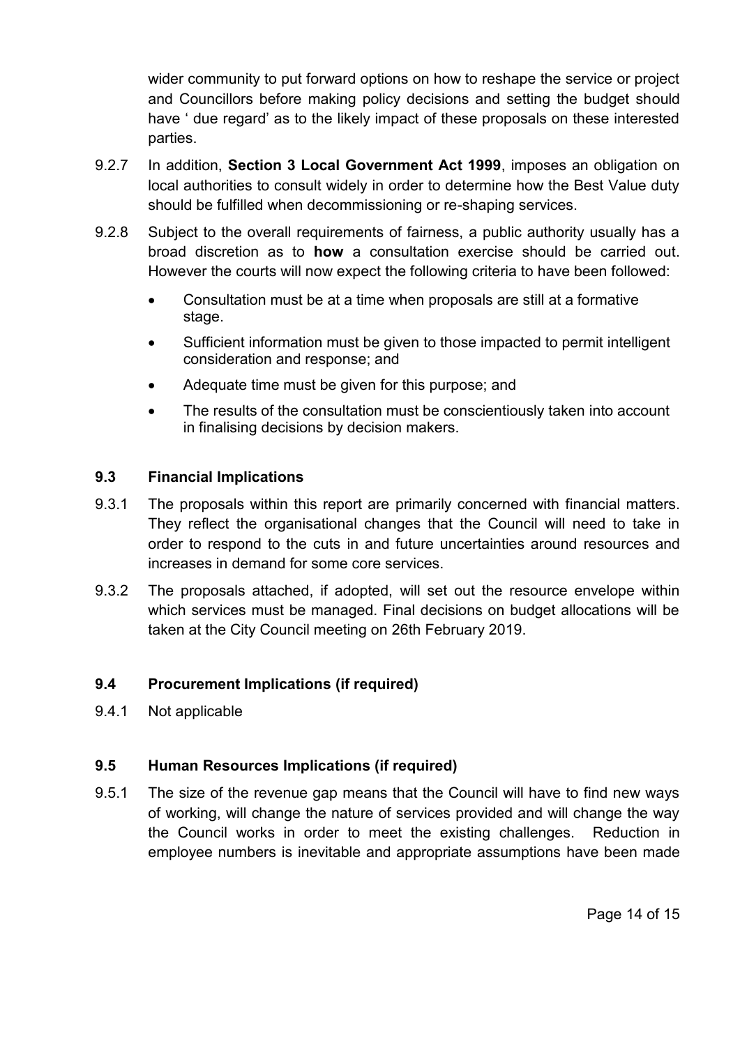wider community to put forward options on how to reshape the service or project and Councillors before making policy decisions and setting the budget should have ' due regard' as to the likely impact of these proposals on these interested parties.

9.2.7 In addition, **Section 3 Local Government Act 1999**, imposes an obligation on local authorities to consult widely in order to determine how the Best Value duty should be fulfilled when decommissioning or re-shaping services.

9.2.8 Subject to the overall requirements of fairness, a public authority usually has a broad discretion as to **how** a consultation exercise should be carried out. However the courts will now expect the following criteria to have been followed:

- Consultation must be at a time when proposals are still at a formative stage.
- Sufficient information must be given to those impacted to permit intelligent consideration and response; and
- Adequate time must be given for this purpose; and
- The results of the consultation must be conscientiously taken into account in finalising decisions by decision makers.

### 9.3 Financial Implications

9.3.1 The proposals within this report are primarily concerned with financial matters. They reflect the organisational changes that the Council will need to take in order to respond to the cuts in and future uncertainties around resources and increases in demand for some core services.

9.3.2 The proposals attached, if adopted, will set out the resource envelope within which services must be managed. Final decisions on budget allocations will be taken at the City Council meeting on 26th February 2019.

### 9.4 Procurement Implications (if required)

9.4.1 Not applicable

### 9.5 Human Resources Implications (if required)

9.5.1 The size of the revenue gap means that the Council will have to find new ways of working, will change the nature of services provided and will change the way the Council works in order to meet the existing challenges. Reduction in employee numbers is inevitable and appropriate assumptions have been made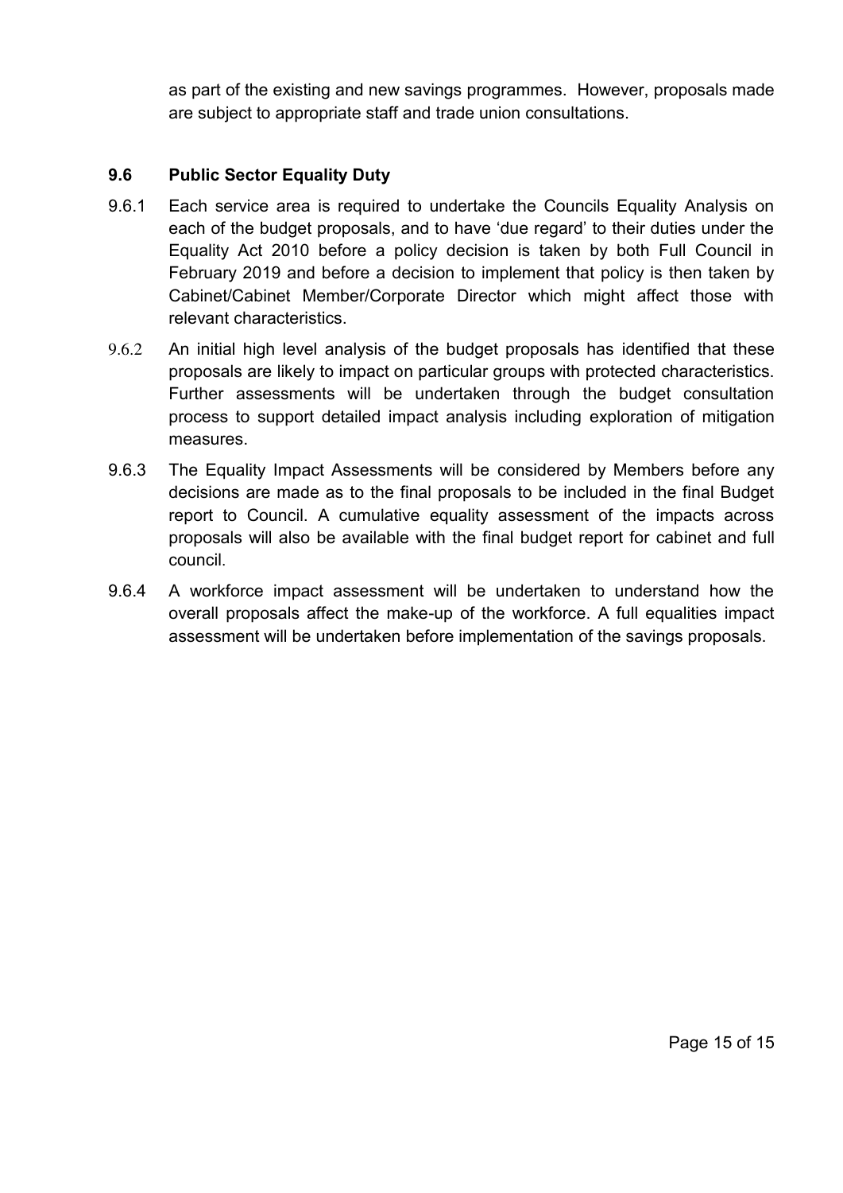as part of the existing and new savings programmes. However, proposals made are subject to appropriate staff and trade union consultations.

### 9.6 Public Sector Equality Duty

9.6.1 Each service area is required to undertake the Councils Equality Analysis on each of the budget proposals, and to have 'due regard' to their duties under the Equality Act 2010 before a policy decision is taken by both Full Council in February 2019 and before a decision to implement that policy is then taken by Cabinet/Cabinet Member/Corporate Director which might affect those with relevant characteristics.

9.6.2 An initial high level analysis of the budget proposals has identified that these proposals are likely to impact on particular groups with protected characteristics. Further assessments will be undertaken through the budget consultation process to support detailed impact analysis including exploration of mitigation measures.

9.6.3 The Equality Impact Assessments will be considered by Members before any decisions are made as to the final proposals to be included in the final Budget report to Council. A cumulative equality assessment of the impacts across proposals will also be available with the final budget report for cabinet and full council.

9.6.4 A workforce impact assessment will be undertaken to understand how the overall proposals affect the make-up of the workforce. A full equalities impact assessment will be undertaken before implementation of the savings proposals.